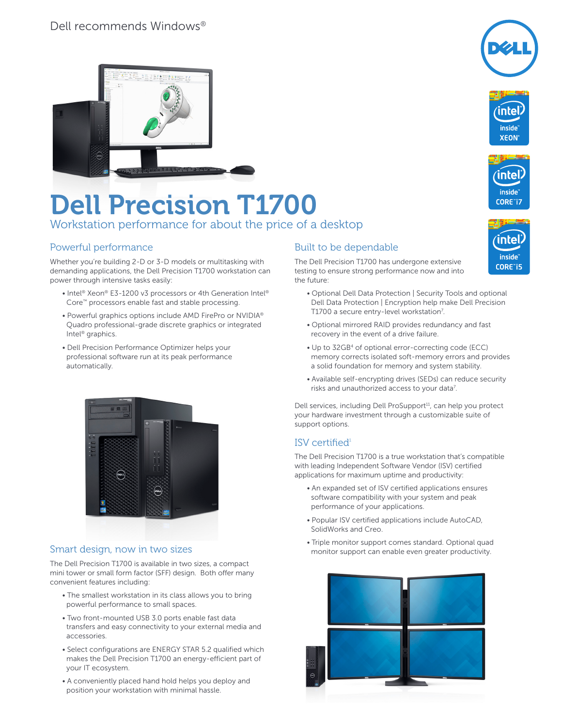Dell recommends Windows®

# Dell Precision T1700

Workstation performance for about the price of a desktop

## Powerful performance

Whether you're building 2-D or 3-D models or multitasking with demanding applications, the Dell Precision T1700 workstation can power through intensive tasks easily:

- Intel® Xeon® E3-1200 v3 processors or 4th Generation Intel® Core™ processors enable fast and stable processing.
- Powerful graphics options include AMD FirePro or NVIDIA® Quadro professional-grade discrete graphics or integrated Intel® graphics.
- Dell Precision Performance Optimizer helps your professional software run at its peak performance automatically.

## Smart design, now in two sizes

The Dell Precision T1700 is available in two sizes, a compact mini tower or small form factor (SFF) design. Both offer many convenient features including:

- The smallest workstation in its class allows you to bring powerful performance to small spaces.
- Two front-mounted USB 3.0 ports enable fast data transfers and easy connectivity to your external media and accessories.
- Select configurations are ENERGY STAR 5.2 qualified which makes the Dell Precision T1700 an energy-efficient part of your IT ecosystem.
- A conveniently placed hand hold helps you deploy and position your workstation with minimal hassle.

## Built to be dependable

The Dell Precision T1700 has undergone extensive testing to ensure strong performance now and into the future:

- Optional Dell Data Protection | Security Tools and optional Dell Data Protection | Encryption help make Dell Precision T1700 a secure entry-level workstation[7].
- Optional mirrored RAID provides redundancy and fast recovery in the event of a drive failure.
- Up to 32GB[4] of optional error-correcting code (ECC) memory corrects isolated soft-memory errors and provides a solid foundation for memory and system stability.
- Available self-encrypting drives (SEDs) can reduce security risks and unauthorized access to your data[7].

Dell services, including Dell ProSupport[11], can help you protect your hardware investment through a customizable suite of support options.

## ISV certified[1]

The Dell Precision T1700 is a true workstation that's compatible with leading Independent Software Vendor (ISV) certified applications for maximum uptime and productivity:

- An expanded set of ISV certified applications ensures software compatibility with your system and peak performance of your applications.
- Popular ISV certified applications include AutoCAD, SolidWorks and Creo.
- Triple monitor support comes standard. Optional quad monitor support can enable even greater productivity.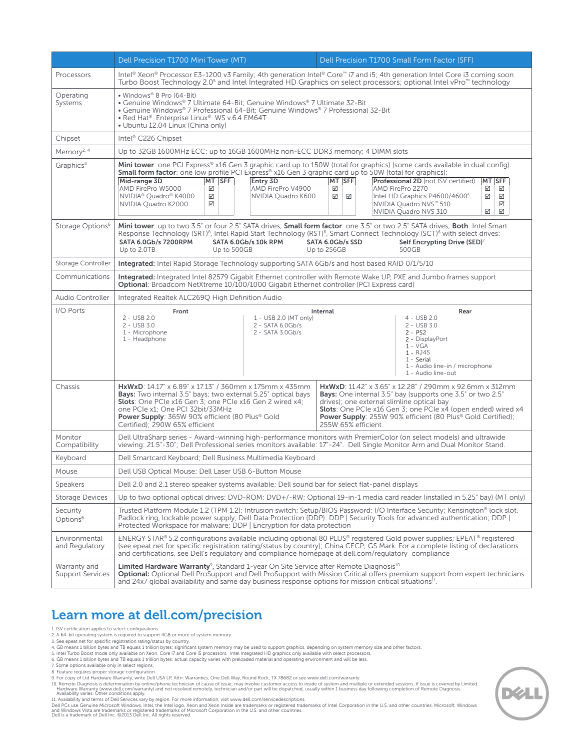| | Dell Precision T1700 Mini Tower (MT) | Dell Precision T1700 Small Form Factor (SFF) |
|---|---|---|
| Processors | Intel® Xeon® Processor E3-1200 v3 Family; 4th generation Intel® Core™ i7 and i5; 4th generation Intel Core i3 coming soon Turbo Boost Technology 2.0[5] and Intel Integrated HD Graphics on select processors; optional Intel vPro™ technology | |
| Operating Systems | • Windows® 8 Pro (64-Bit) • Genuine Windows® 7 Ultimate 64-Bit; Genuine Windows® 7 Ultimate 32-Bit • Genuine Windows® 7 Professional 64-Bit; Genuine Windows® 7 Professional 32-Bit • Red Hat® Enterprise Linux® WS v.6.4 EM64T • Ubuntu 12.04 Linux (China only) | |
| Chipset | Intel® C226 Chipset | |
| Memory[2, 4] | Up to 32GB 1600MHz ECC; up to 16GB 1600MHz non-ECC DDR3 memory; 4 DIMM slots | |
| Graphics[4] | **Mini tower**: one PCI Express® x16 Gen 3 graphic card up to 150W (total for graphics) (some cards available in dual config): **Small form factor**: one low profile PCI Express® x16 Gen 3 graphic card up to 50W (total for graphics): **Mid-range 3D** (MT / SFF): AMD FirePro W5000 ☑ / –; NVIDIA® Quadro® K4000 ☑ / –; NVIDIA Quadro K2000 ☑ / –. **Entry 3D** (MT / SFF): AMD FirePro V4900 ☑ / –; NVIDIA Quadro K600 ☑ / ☑. **Professional 2D** (not ISV certified) (MT / SFF): AMD FirePro 2270 ☑ / ☑; Intel HD Graphics P4600/4600[5] ☑ / ☑; NVIDIA Quadro NVS™ 510 – / ☑; NVIDIA Quadro NVS 310 ☑ / ☑ | |
| Storage Options[6] | **Mini tower**: up to two 3.5" or four 2.5" SATA drives; **Small form factor**: one 3.5" or two 2.5" SATA drives; **Both**: Intel Smart Response Technology (SRT)[8], Intel Rapid Start Technology (RST)[8], Smart Connect Technology (SCT)[8] with select drives: **SATA 6.0Gb/s 7200RPM** Up to 2.0TB; **SATA 6.0Gb/s 10k RPM** Up to 500GB; **SATA 6.0Gb/s SSD** Up to 256GB; **Self Encrypting Drive (SED)**[7] 500GB | |
| Storage Controller | **Integrated:** Intel Rapid Storage Technology supporting SATA 6Gb/s and host based RAID 0/1/5/10 | |
| Communications | **Integrated:** Integrated Intel 82579 Gigabit Ethernet controller with Remote Wake UP, PXE and Jumbo frames support **Optional**: Broadcom NetXtreme 10/100/1000 Gigabit Ethernet controller (PCI Express card) | |
| Audio Controller | Integrated Realtek ALC269Q High Definition Audio | |
| I/O Ports | **Front**: 2 - USB 2.0; 2 - USB 3.0; 1 - Microphone; 1 - Headphone. **Internal**: 1 - USB 2.0 (MT only); 2 - SATA 6.0Gb/s; 2 - SATA 3.0Gb/s. **Rear**: 4 - USB 2.0; 2 - USB 3.0; 2 - PS2; 2 - DisplayPort; 1 - VGA; 1 - RJ45; 1 - Serial; 1 - Audio line-in / microphone; 1 - Audio line-out | |
| Chassis | **HxWxD**: 14.17" x 6.89" x 17.13" / 360mm x 175mm x 435mm **Bays:** Two internal 3.5" bays; two external 5.25" optical bays **Slots**: One PCIe x16 Gen 3; one PCIe x16 Gen 2 wired x4; one PCIe x1; One PCI 32bit/33MHz **Power Supply**: 365W 90% efficient (80 Plus® Gold Certified); 290W 65% efficient | **HxWxD**: 11.42" x 3.65" x 12.28" / 290mm x 92.6mm x 312mm **Bays:** One internal 3.5" bay (supports one 3.5" or two 2.5" drives); one external slimline optical bay **Slots**: One PCIe x16 Gen 3; one PCIe x4 (open ended) wired x4 **Power Supply**: 255W 90% efficient (80 Plus® Gold Certified); 255W 65% efficient |
| Monitor Compatibility | Dell UltraSharp series - Award-winning high-performance monitors with PremierColor (on select models) and ultrawide viewing: 21.5"-30"; Dell Professional series monitors available: 17"-24". Dell Single Monitor Arm and Dual Monitor Stand. | |
| Keyboard | Dell Smartcard Keyboard; Dell Business Multimedia Keyboard | |
| Mouse | Dell USB Optical Mouse; Dell Laser USB 6-Button Mouse | |
| Speakers | Dell 2.0 and 2.1 stereo speaker systems available; Dell sound bar for select flat-panel displays | |
| Storage Devices | Up to two optional optical drives: DVD-ROM; DVD+/-RW; Optional 19-in-1 media card reader (installed in 5.25" bay) (MT only) | |
| Security Options[6] | Trusted Platform Module 1.2 (TPM 1.2); Intrusion switch; Setup/BIOS Password; I/O Interface Security; Kensington® lock slot, Padlock ring, lockable power supply; Dell Data Protection (DDP): DDP \| Security Tools for advanced authentication; DDP \| Protected Workspace for malware; DDP \| Encryption for data protection | |
| Environmental and Regulatory | ENERGY STAR® 5.2 configurations available including optional 80 PLUS® registered Gold power supplies; EPEAT® registered (see epeat.net for specific registration rating/status by country); China CECP; GS Mark. For a complete listing of declarations and certifications, see Dell's regulatory and compliance homepage at dell.com/regulatory_compliance | |
| Warranty and Support Services | **Limited Hardware Warranty**[9], Standard 1-year On Site Service after Remote Diagnosis[10] **Optional:** Optional Dell ProSupport and Dell ProSupport with Mission Critical offers premium support from expert technicians and 24x7 global availability and same day business response options for mission critical situations[11]. | |

## Learn more at dell.com/precision

1. ISV certification applies to select configurations
2. A 64-bit operating system is required to support 4GB or more of system memory.
3. See epeat.net for specific registration rating/status by country.
4. GB means 1 billion bytes and TB equals 1 trillion bytes; significant system memory may be used to support graphics, depending on system memory size and other factors.
5. Intel Turbo Boost mode only available on Xeon, Core i7 and Core i5 processors. Intel Integrated HD graphics only available with select processors.
6. GB means 1 billion bytes and TB equals 1 trillion bytes; actual capacity varies with preloaded material and operating environment and will be less.
7. Some options available only in select regions.
8. Feature requires proper storage configuration.
9. For copy of Ltd Hardware Warranty, write Dell USA LP, Attn: Warranties, One Dell Way, Round Rock, TX 78682 or see www.dell.com/warranty
10. Remote Diagnosis is determination by online/phone technician of cause of issue; may involve customer access to inside of system and multiple or extended sessions. If issue is covered by Limited Hardware Warranty (www.dell.com/warranty) and not resolved remotely, technician and/or part will be dispatched, usually within 1 business day following completion of Remote Diagnosis. Availability varies. Other conditions apply.
11. Availability and terms of Dell Services vary by region. For more information, visit www.dell.com/servicedescriptions.

Dell PCs use Genuine Microsoft Windows. Intel, the Intel logo, Xeon and Xeon Inside are trademarks or registered trademarks of Intel Corporation in the U.S. and other countries. Microsoft, Windows and Windows Vista are trademarks or registered trademarks of Microsoft Corporation in the U.S. and other countries.
Dell is a trademark of Dell Inc. ©2013 Dell Inc. All rights reserved.